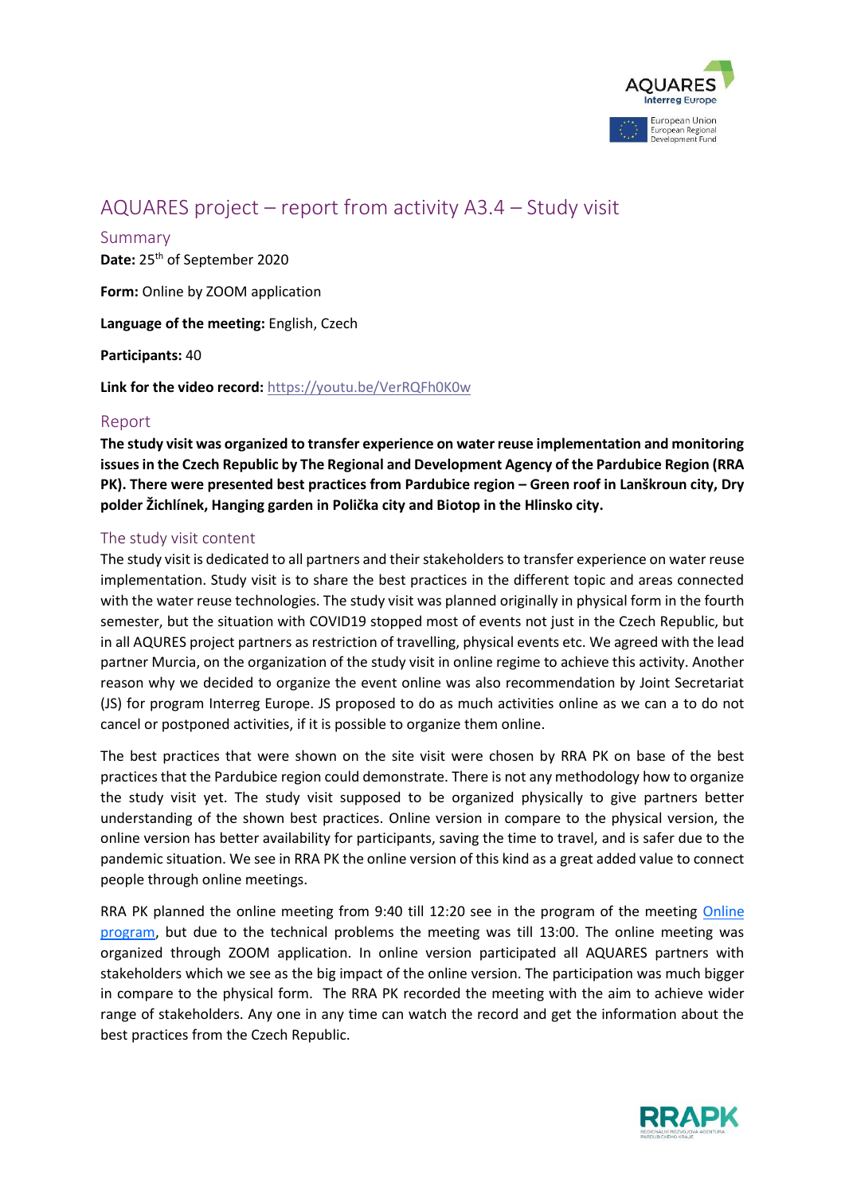// AQUARES project – report from activity A3.4 – Study visit

## Summary

**Date:** 25th of September 2020

**Form:** Online by ZOOM application

**Language of the meeting:** English, Czech

**Participants:** 40

**Link for the video record:** https://youtu.be/VerRQFh0K0w

## Report

**The study visit was organized to transfer experience on water reuse implementation and monitoring issues in the Czech Republic by The Regional and Development Agency of the Pardubice Region (RRA PK). There were presented best practices from Pardubice region – Green roof in Lanškroun city, Dry polder Žichlínek, Hanging garden in Polička city and Biotop in the Hlinsko city.**

### The study visit content

The study visit is dedicated to all partners and their stakeholders to transfer experience on water reuse implementation. Study visit is to share the best practices in the different topic and areas connected with the water reuse technologies. The study visit was planned originally in physical form in the fourth semester, but the situation with COVID19 stopped most of events not just in the Czech Republic, but in all AQURES project partners as restriction of travelling, physical events etc. We agreed with the lead partner Murcia, on the organization of the study visit in online regime to achieve this activity. Another reason why we decided to organize the event online was also recommendation by Joint Secretariat (JS) for program Interreg Europe. JS proposed to do as much activities online as we can a to do not cancel or postponed activities, if it is possible to organize them online.

The best practices that were shown on the site visit were chosen by RRA PK on base of the best practices that the Pardubice region could demonstrate. There is not any methodology how to organize the study visit yet. The study visit supposed to be organized physically to give partners better understanding of the shown best practices. Online version in compare to the physical version, the online version has better availability for participants, saving the time to travel, and is safer due to the pandemic situation. We see in RRA PK the online version of this kind as a great added value to connect people through online meetings.

RRA PK planned the online meeting from 9:40 till 12:20 see in the program of the meeting Online program, but due to the technical problems the meeting was till 13:00. The online meeting was organized through ZOOM application. In online version participated all AQUARES partners with stakeholders which we see as the big impact of the online version. The participation was much bigger in compare to the physical form. The RRA PK recorded the meeting with the aim to achieve wider range of stakeholders. Any one in any time can watch the record and get the information about the best practices from the Czech Republic.

# AQUARES project – report from activity A3.4 – Study visit

## Summary

**Date:** 25th of September 2020

**Form:** Online by ZOOM application

**Language of the meeting:** English, Czech

**Participants:** 40

**Link for the video record:** https://youtu.be/VerRQFh0K0w

## Report

**The study visit was organized to transfer experience on water reuse implementation and monitoring issues in the Czech Republic by The Regional and Development Agency of the Pardubice Region (RRA PK). There were presented best practices from Pardubice region – Green roof in Lanškroun city, Dry polder Žichlínek, Hanging garden in Polička city and Biotop in the Hlinsko city.**

### The study visit content

The study visit is dedicated to all partners and their stakeholders to transfer experience on water reuse implementation. Study visit is to share the best practices in the different topic and areas connected with the water reuse technologies. The study visit was planned originally in physical form in the fourth semester, but the situation with COVID19 stopped most of events not just in the Czech Republic, but in all AQURES project partners as restriction of travelling, physical events etc. We agreed with the lead partner Murcia, on the organization of the study visit in online regime to achieve this activity. Another reason why we decided to organize the event online was also recommendation by Joint Secretariat (JS) for program Interreg Europe. JS proposed to do as much activities online as we can a to do not cancel or postponed activities, if it is possible to organize them online.

The best practices that were shown on the site visit were chosen by RRA PK on base of the best practices that the Pardubice region could demonstrate. There is not any methodology how to organize the study visit yet. The study visit supposed to be organized physically to give partners better understanding of the shown best practices. Online version in compare to the physical version, the online version has better availability for participants, saving the time to travel, and is safer due to the pandemic situation. We see in RRA PK the online version of this kind as a great added value to connect people through online meetings.

RRA PK planned the online meeting from 9:40 till 12:20 see in the program of the meeting Online program, but due to the technical problems the meeting was till 13:00. The online meeting was organized through ZOOM application. In online version participated all AQUARES partners with stakeholders which we see as the big impact of the online version. The participation was much bigger in compare to the physical form. The RRA PK recorded the meeting with the aim to achieve wider range of stakeholders. Any one in any time can watch the record and get the information about the best practices from the Czech Republic.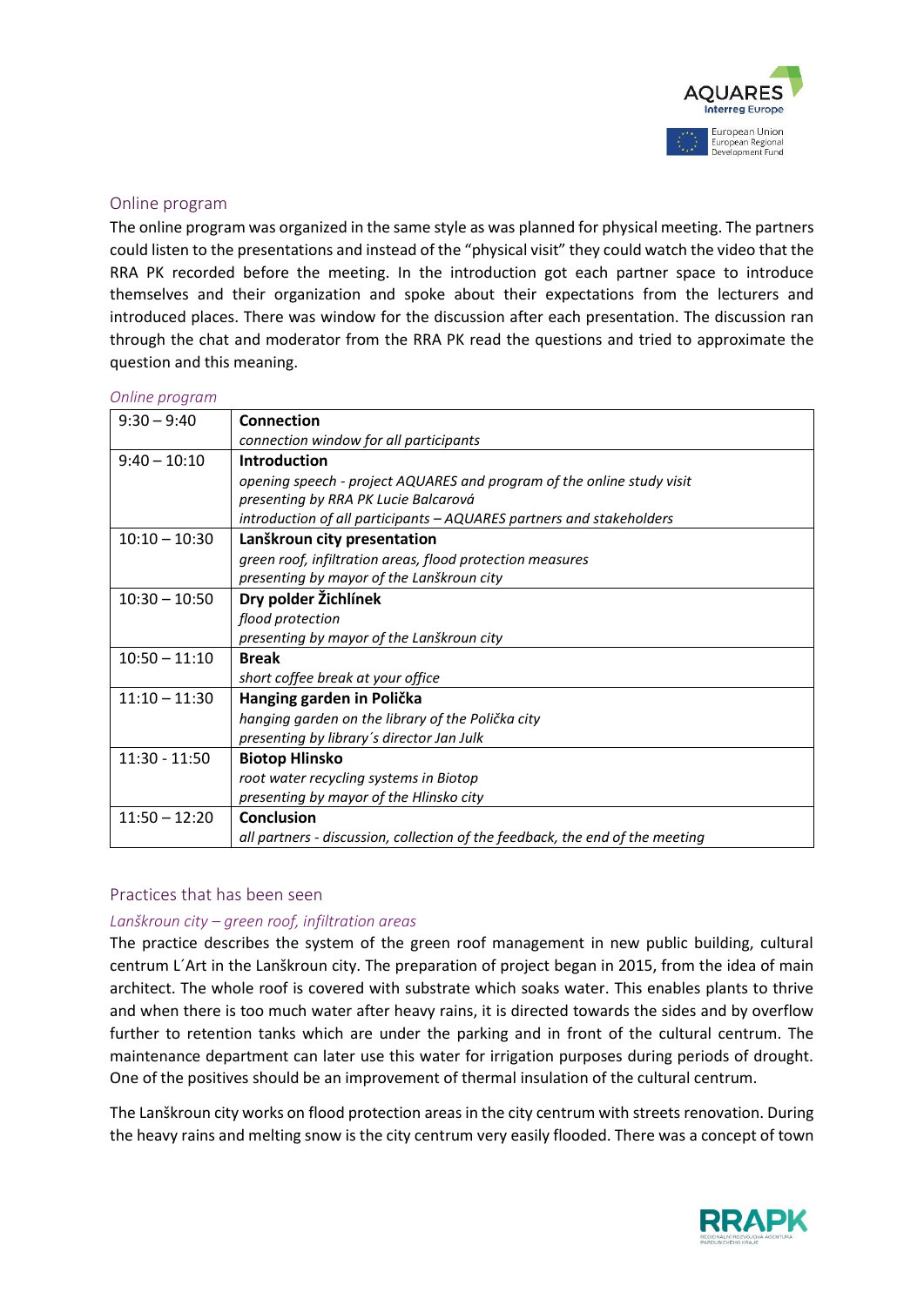## Online program

The online program was organized in the same style as was planned for physical meeting. The partners could listen to the presentations and instead of the "physical visit" they could watch the video that the RRA PK recorded before the meeting. In the introduction got each partner space to introduce themselves and their organization and spoke about their expectations from the lecturers and introduced places. There was window for the discussion after each presentation. The discussion ran through the chat and moderator from the RRA PK read the questions and tried to approximate the question and this meaning.

*Online program*

| Time | Program |
|---|---|
| 9:30 – 9:40 | **Connection**<br>*connection window for all participants* |
| 9:40 – 10:10 | **Introduction**<br>*opening speech - project AQUARES and program of the online study visit*<br>*presenting by RRA PK Lucie Balcarová*<br>*introduction of all participants – AQUARES partners and stakeholders* |
| 10:10 – 10:30 | **Lanškroun city presentation**<br>*green roof, infiltration areas, flood protection measures*<br>*presenting by mayor of the Lanškroun city* |
| 10:30 – 10:50 | **Dry polder Žichlínek**<br>*flood protection*<br>*presenting by mayor of the Lanškroun city* |
| 10:50 – 11:10 | **Break**<br>*short coffee break at your office* |
| 11:10 – 11:30 | **Hanging garden in Polička**<br>*hanging garden on the library of the Polička city*<br>*presenting by library´s director Jan Julk* |
| 11:30 - 11:50 | **Biotop Hlinsko**<br>*root water recycling systems in Biotop*<br>*presenting by mayor of the Hlinsko city* |
| 11:50 – 12:20 | **Conclusion**<br>*all partners - discussion, collection of the feedback, the end of the meeting* |

## Practices that has been seen

### *Lanškroun city – green roof, infiltration areas*

The practice describes the system of the green roof management in new public building, cultural centrum L´Art in the Lanškroun city. The preparation of project began in 2015, from the idea of main architect. The whole roof is covered with substrate which soaks water. This enables plants to thrive and when there is too much water after heavy rains, it is directed towards the sides and by overflow further to retention tanks which are under the parking and in front of the cultural centrum. The maintenance department can later use this water for irrigation purposes during periods of drought. One of the positives should be an improvement of thermal insulation of the cultural centrum.

The Lanškroun city works on flood protection areas in the city centrum with streets renovation. During the heavy rains and melting snow is the city centrum very easily flooded. There was a concept of town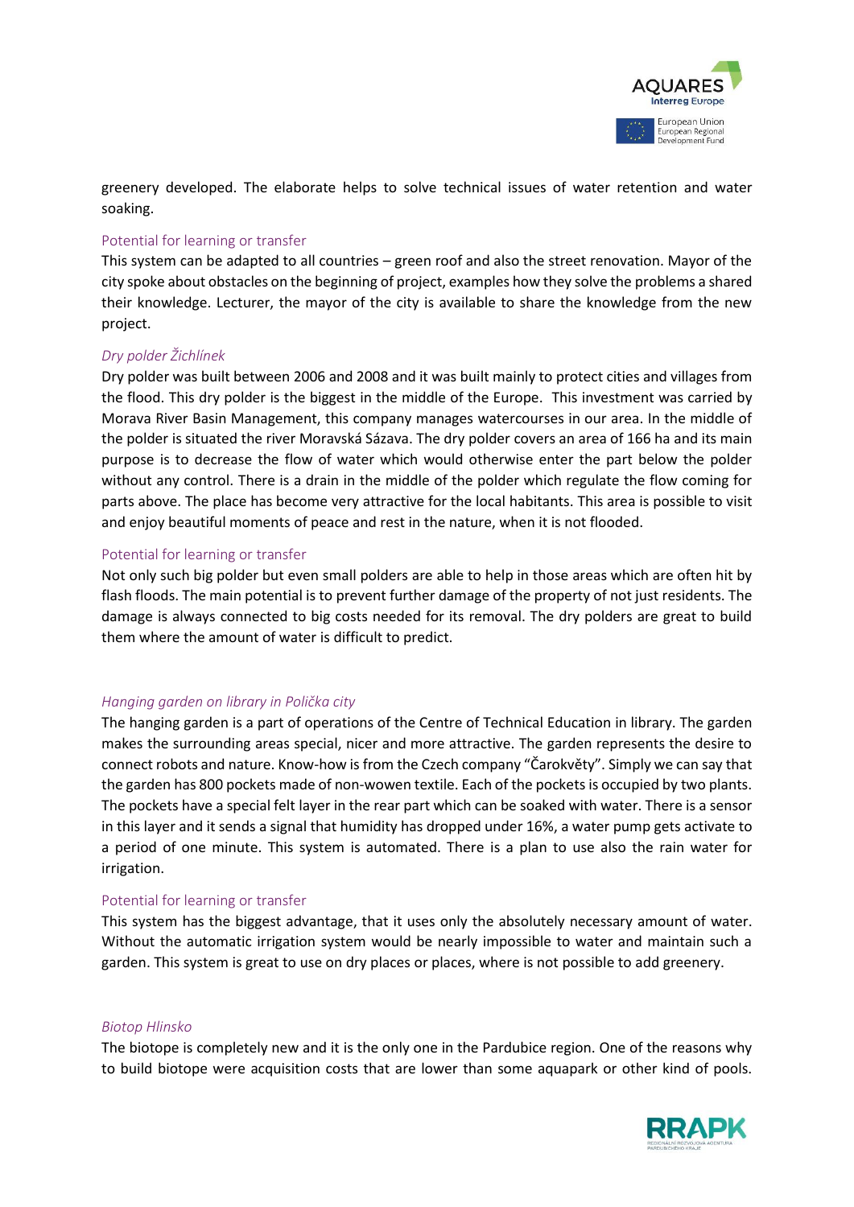greenery developed. The elaborate helps to solve technical issues of water retention and water soaking.

### Potential for learning or transfer

This system can be adapted to all countries – green roof and also the street renovation. Mayor of the city spoke about obstacles on the beginning of project, examples how they solve the problems a shared their knowledge. Lecturer, the mayor of the city is available to share the knowledge from the new project.

### *Dry polder Žichlínek*

Dry polder was built between 2006 and 2008 and it was built mainly to protect cities and villages from the flood. This dry polder is the biggest in the middle of the Europe. This investment was carried by Morava River Basin Management, this company manages watercourses in our area. In the middle of the polder is situated the river Moravská Sázava. The dry polder covers an area of 166 ha and its main purpose is to decrease the flow of water which would otherwise enter the part below the polder without any control. There is a drain in the middle of the polder which regulate the flow coming for parts above. The place has become very attractive for the local habitants. This area is possible to visit and enjoy beautiful moments of peace and rest in the nature, when it is not flooded.

### Potential for learning or transfer

Not only such big polder but even small polders are able to help in those areas which are often hit by flash floods. The main potential is to prevent further damage of the property of not just residents. The damage is always connected to big costs needed for its removal. The dry polders are great to build them where the amount of water is difficult to predict.

### *Hanging garden on library in Polička city*

The hanging garden is a part of operations of the Centre of Technical Education in library. The garden makes the surrounding areas special, nicer and more attractive. The garden represents the desire to connect robots and nature. Know-how is from the Czech company "Čarokvěty". Simply we can say that the garden has 800 pockets made of non-wowen textile. Each of the pockets is occupied by two plants. The pockets have a special felt layer in the rear part which can be soaked with water. There is a sensor in this layer and it sends a signal that humidity has dropped under 16%, a water pump gets activate to a period of one minute. This system is automated. There is a plan to use also the rain water for irrigation.

### Potential for learning or transfer

This system has the biggest advantage, that it uses only the absolutely necessary amount of water. Without the automatic irrigation system would be nearly impossible to water and maintain such a garden. This system is great to use on dry places or places, where is not possible to add greenery.

### *Biotop Hlinsko*

The biotope is completely new and it is the only one in the Pardubice region. One of the reasons why to build biotope were acquisition costs that are lower than some aquapark or other kind of pools.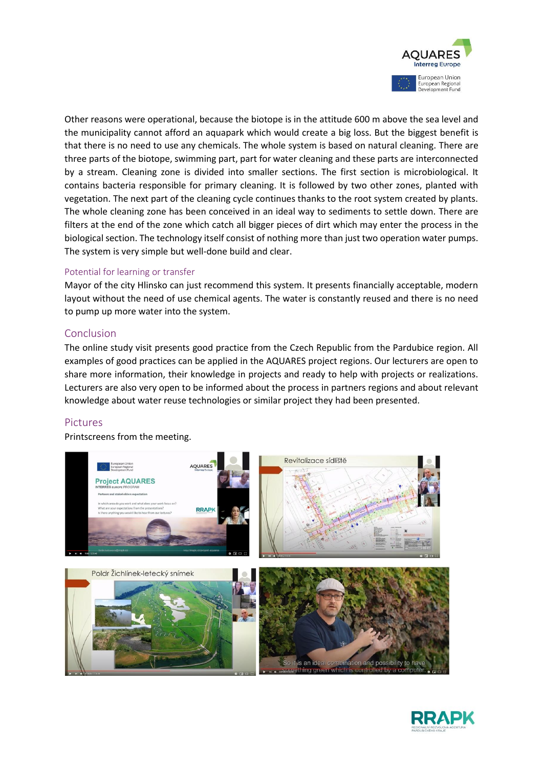Other reasons were operational, because the biotope is in the attitude 600 m above the sea level and the municipality cannot afford an aquapark which would create a big loss. But the biggest benefit is that there is no need to use any chemicals. The whole system is based on natural cleaning. There are three parts of the biotope, swimming part, part for water cleaning and these parts are interconnected by a stream. Cleaning zone is divided into smaller sections. The first section is microbiological. It contains bacteria responsible for primary cleaning. It is followed by two other zones, planted with vegetation. The next part of the cleaning cycle continues thanks to the root system created by plants. The whole cleaning zone has been conceived in an ideal way to sediments to settle down. There are filters at the end of the zone which catch all bigger pieces of dirt which may enter the process in the biological section. The technology itself consist of nothing more than just two operation water pumps. The system is very simple but well-done build and clear.

### Potential for learning or transfer

Mayor of the city Hlinsko can just recommend this system. It presents financially acceptable, modern layout without the need of use chemical agents. The water is constantly reused and there is no need to pump up more water into the system.

## Conclusion

The online study visit presents good practice from the Czech Republic from the Pardubice region. All examples of good practices can be applied in the AQUARES project regions. Our lecturers are open to share more information, their knowledge in projects and ready to help with projects or realizations. Lecturers are also very open to be informed about the process in partners regions and about relevant knowledge about water reuse technologies or similar project they had been presented.

## Pictures

Printscreens from the meeting.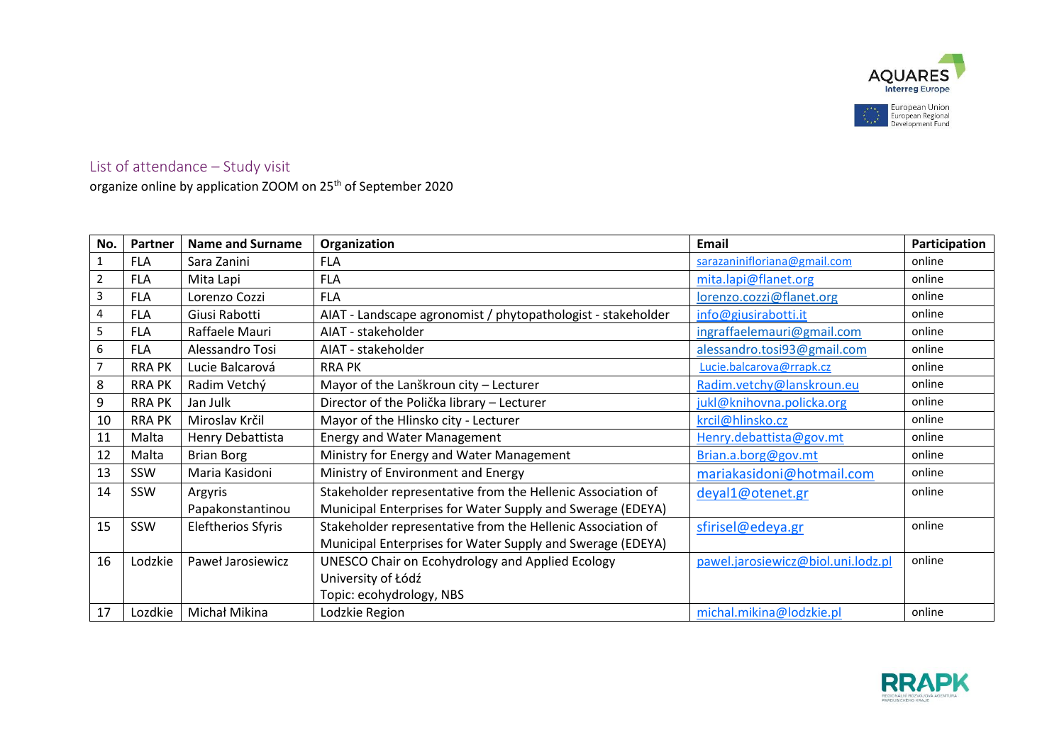## List of attendance – Study visit

organize online by application ZOOM on 25th of September 2020

| No. | Partner | Name and Surname | Organization | Email | Participation |
|---|---|---|---|---|---|
| 1 | FLA | Sara Zanini | FLA | sarazaninifloriana@gmail.com | online |
| 2 | FLA | Mita Lapi | FLA | mita.lapi@flanet.org | online |
| 3 | FLA | Lorenzo Cozzi | FLA | lorenzo.cozzi@flanet.org | online |
| 4 | FLA | Giusi Rabotti | AIAT - Landscape agronomist / phytopathologist - stakeholder | info@giusirabotti.it | online |
| 5 | FLA | Raffaele Mauri | AIAT - stakeholder | ingraffaelemauri@gmail.com | online |
| 6 | FLA | Alessandro Tosi | AIAT - stakeholder | alessandro.tosi93@gmail.com | online |
| 7 | RRA PK | Lucie Balcarová | RRA PK | Lucie.balcarova@rrapk.cz | online |
| 8 | RRA PK | Radim Vetchý | Mayor of the Lanškroun city – Lecturer | Radim.vetchy@lanskroun.eu | online |
| 9 | RRA PK | Jan Julk | Director of the Polička library – Lecturer | jukl@knihovna.policka.org | online |
| 10 | RRA PK | Miroslav Krčil | Mayor of the Hlinsko city - Lecturer | krcil@hlinsko.cz | online |
| 11 | Malta | Henry Debattista | Energy and Water Management | Henry.debattista@gov.mt | online |
| 12 | Malta | Brian Borg | Ministry for Energy and Water Management | Brian.a.borg@gov.mt | online |
| 13 | SSW | Maria Kasidoni | Ministry of Environment and Energy | mariakasidoni@hotmail.com | online |
| 14 | SSW | Argyris Papakonstantinou | Stakeholder representative from the Hellenic Association of Municipal Enterprises for Water Supply and Swerage (EDEYA) | deyal1@otenet.gr | online |
| 15 | SSW | Eleftherios Sfyris | Stakeholder representative from the Hellenic Association of Municipal Enterprises for Water Supply and Swerage (EDEYA) | sfirisel@edeya.gr | online |
| 16 | Lodzkie | Paweł Jarosiewicz | UNESCO Chair on Ecohydrology and Applied Ecology University of Łódź Topic: ecohydrology, NBS | pawel.jarosiewicz@biol.uni.lodz.pl | online |
| 17 | Lozdkie | Michał Mikina | Lodzkie Region | michal.mikina@lodzkie.pl | online |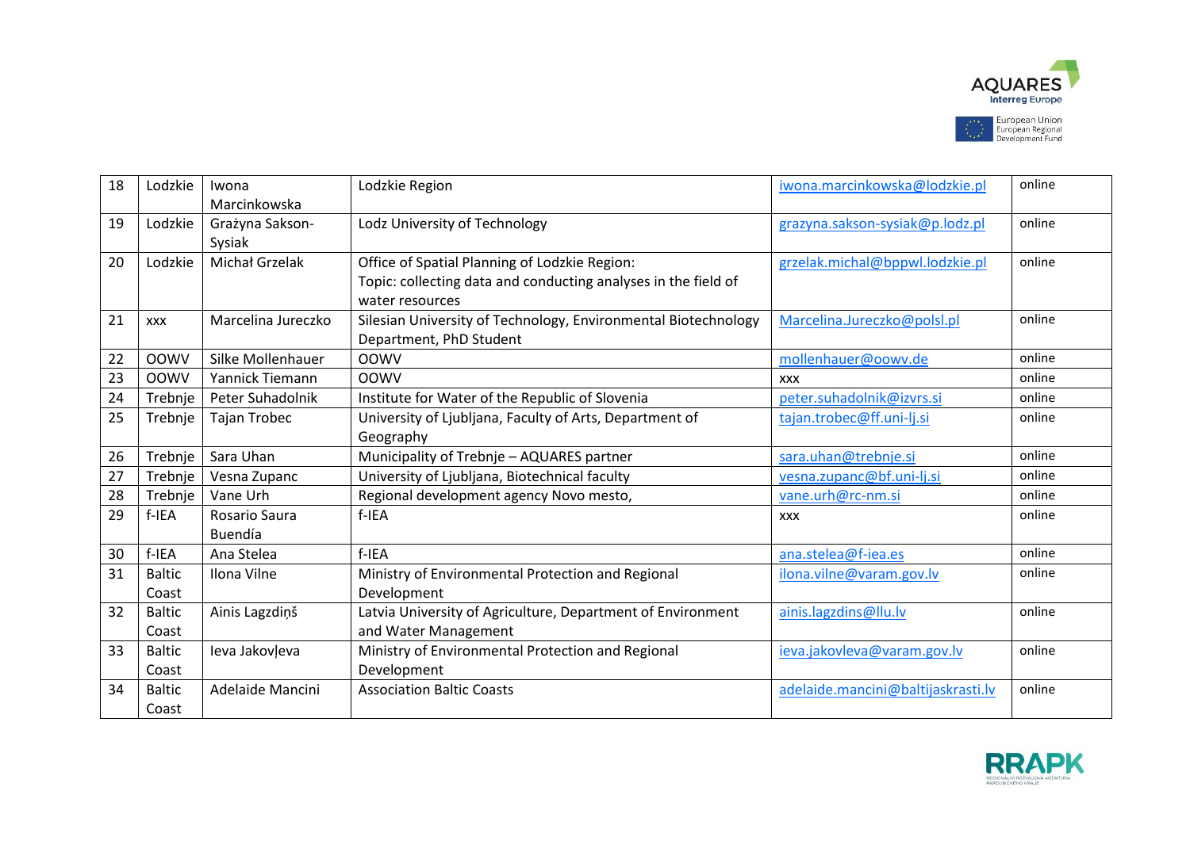| 18 | Lodzkie | Iwona Marcinkowska | Lodzkie Region | iwona.marcinkowska@lodzkie.pl | online |
|---|---|---|---|---|---|
| 19 | Lodzkie | Grażyna Sakson-Sysiak | Lodz University of Technology | grazyna.sakson-sysiak@p.lodz.pl | online |
| 20 | Lodzkie | Michał Grzelak | Office of Spatial Planning of Lodzkie Region: Topic: collecting data and conducting analyses in the field of water resources | grzelak.michal@bppwl.lodzkie.pl | online |
| 21 | xxx | Marcelina Jureczko | Silesian University of Technology, Environmental Biotechnology Department, PhD Student | Marcelina.Jureczko@polsl.pl | online |
| 22 | OOWV | Silke Mollenhauer | OOWV | mollenhauer@oowv.de | online |
| 23 | OOWV | Yannick Tiemann | OOWV | xxx | online |
| 24 | Trebnje | Peter Suhadolnik | Institute for Water of the Republic of Slovenia | peter.suhadolnik@izvrs.si | online |
| 25 | Trebnje | Tajan Trobec | University of Ljubljana, Faculty of Arts, Department of Geography | tajan.trobec@ff.uni-lj.si | online |
| 26 | Trebnje | Sara Uhan | Municipality of Trebnje – AQUARES partner | sara.uhan@trebnje.si | online |
| 27 | Trebnje | Vesna Zupanc | University of Ljubljana, Biotechnical faculty | vesna.zupanc@bf.uni-lj.si | online |
| 28 | Trebnje | Vane Urh | Regional development agency Novo mesto, | vane.urh@rc-nm.si | online |
| 29 | f-IEA | Rosario Saura Buendía | f-IEA | xxx | online |
| 30 | f-IEA | Ana Stelea | f-IEA | ana.stelea@f-iea.es | online |
| 31 | Baltic Coast | Ilona Vilne | Ministry of Environmental Protection and Regional Development | ilona.vilne@varam.gov.lv | online |
| 32 | Baltic Coast | Ainis Lagzdiņš | Latvia University of Agriculture, Department of Environment and Water Management | ainis.lagzdins@llu.lv | online |
| 33 | Baltic Coast | Ieva Jakovļeva | Ministry of Environmental Protection and Regional Development | ieva.jakovleva@varam.gov.lv | online |
| 34 | Baltic Coast | Adelaide Mancini | Association Baltic Coasts | adelaide.mancini@baltijaskrasti.lv | online |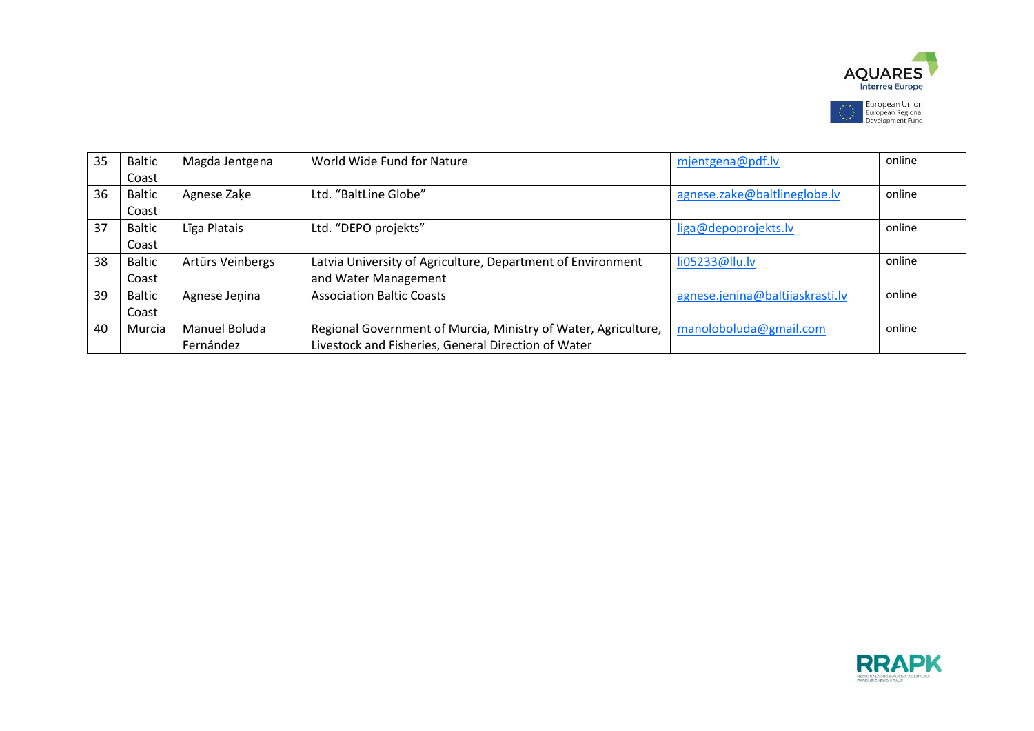| | | | | | |
|---|---|---|---|---|---|
| 35 | Baltic Coast | Magda Jentgena | World Wide Fund for Nature | mjentgena@pdf.lv | online |
| 36 | Baltic Coast | Agnese Zaķe | Ltd. “BaltLine Globe” | agnese.zake@baltlineglobe.lv | online |
| 37 | Baltic Coast | Līga Platais | Ltd. “DEPO projekts” | liga@depoprojekts.lv | online |
| 38 | Baltic Coast | Artūrs Veinbergs | Latvia University of Agriculture, Department of Environment and Water Management | li05233@llu.lv | online |
| 39 | Baltic Coast | Agnese Jeņina | Association Baltic Coasts | agnese.jenina@baltijaskrasti.lv | online |
| 40 | Murcia | Manuel Boluda Fernández | Regional Government of Murcia, Ministry of Water, Agriculture, Livestock and Fisheries, General Direction of Water | manoloboluda@gmail.com | online |